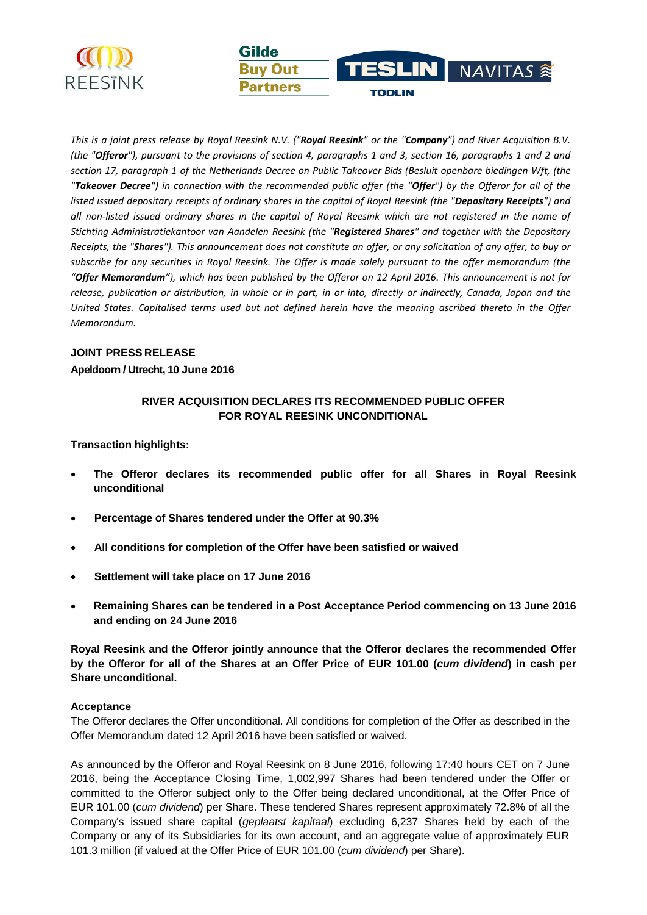*This is a joint press release by Royal Reesink N.V. ("**Royal Reesink**" or the "**Company**") and River Acquisition B.V. (the "**Offeror**"), pursuant to the provisions of section 4, paragraphs 1 and 3, section 16, paragraphs 1 and 2 and section 17, paragraph 1 of the Netherlands Decree on Public Takeover Bids (Besluit openbare biedingen Wft, (the "**Takeover Decree**") in connection with the recommended public offer (the "**Offer**") by the Offeror for all of the listed issued depositary receipts of ordinary shares in the capital of Royal Reesink (the "**Depositary Receipts**") and all non-listed issued ordinary shares in the capital of Royal Reesink which are not registered in the name of Stichting Administratiekantoor van Aandelen Reesink (the "**Registered Shares**" and together with the Depositary Receipts, the "**Shares**"). This announcement does not constitute an offer, or any solicitation of any offer, to buy or subscribe for any securities in Royal Reesink. The Offer is made solely pursuant to the offer memorandum (the "**Offer Memorandum**"), which has been published by the Offeror on 12 April 2016. This announcement is not for release, publication or distribution, in whole or in part, in or into, directly or indirectly, Canada, Japan and the United States. Capitalised terms used but not defined herein have the meaning ascribed thereto in the Offer Memorandum.*

**JOINT PRESS RELEASE**

**Apeldoorn / Utrecht, 10 June 2016**

## RIVER ACQUISITION DECLARES ITS RECOMMENDED PUBLIC OFFER FOR ROYAL REESINK UNCONDITIONAL

**Transaction highlights:**

- **The Offeror declares its recommended public offer for all Shares in Royal Reesink unconditional**
- **Percentage of Shares tendered under the Offer at 90.3%**
- **All conditions for completion of the Offer have been satisfied or waived**
- **Settlement will take place on 17 June 2016**
- **Remaining Shares can be tendered in a Post Acceptance Period commencing on 13 June 2016 and ending on 24 June 2016**

**Royal Reesink and the Offeror jointly announce that the Offeror declares the recommended Offer by the Offeror for all of the Shares at an Offer Price of EUR 101.00 (*cum dividend*) in cash per Share unconditional.**

**Acceptance**

The Offeror declares the Offer unconditional. All conditions for completion of the Offer as described in the Offer Memorandum dated 12 April 2016 have been satisfied or waived.

As announced by the Offeror and Royal Reesink on 8 June 2016, following 17:40 hours CET on 7 June 2016, being the Acceptance Closing Time, 1,002,997 Shares had been tendered under the Offer or committed to the Offeror subject only to the Offer being declared unconditional, at the Offer Price of EUR 101.00 (*cum dividend*) per Share. These tendered Shares represent approximately 72.8% of all the Company's issued share capital (*geplaatst kapitaal*) excluding 6,237 Shares held by each of the Company or any of its Subsidiaries for its own account, and an aggregate value of approximately EUR 101.3 million (if valued at the Offer Price of EUR 101.00 (*cum dividend*) per Share).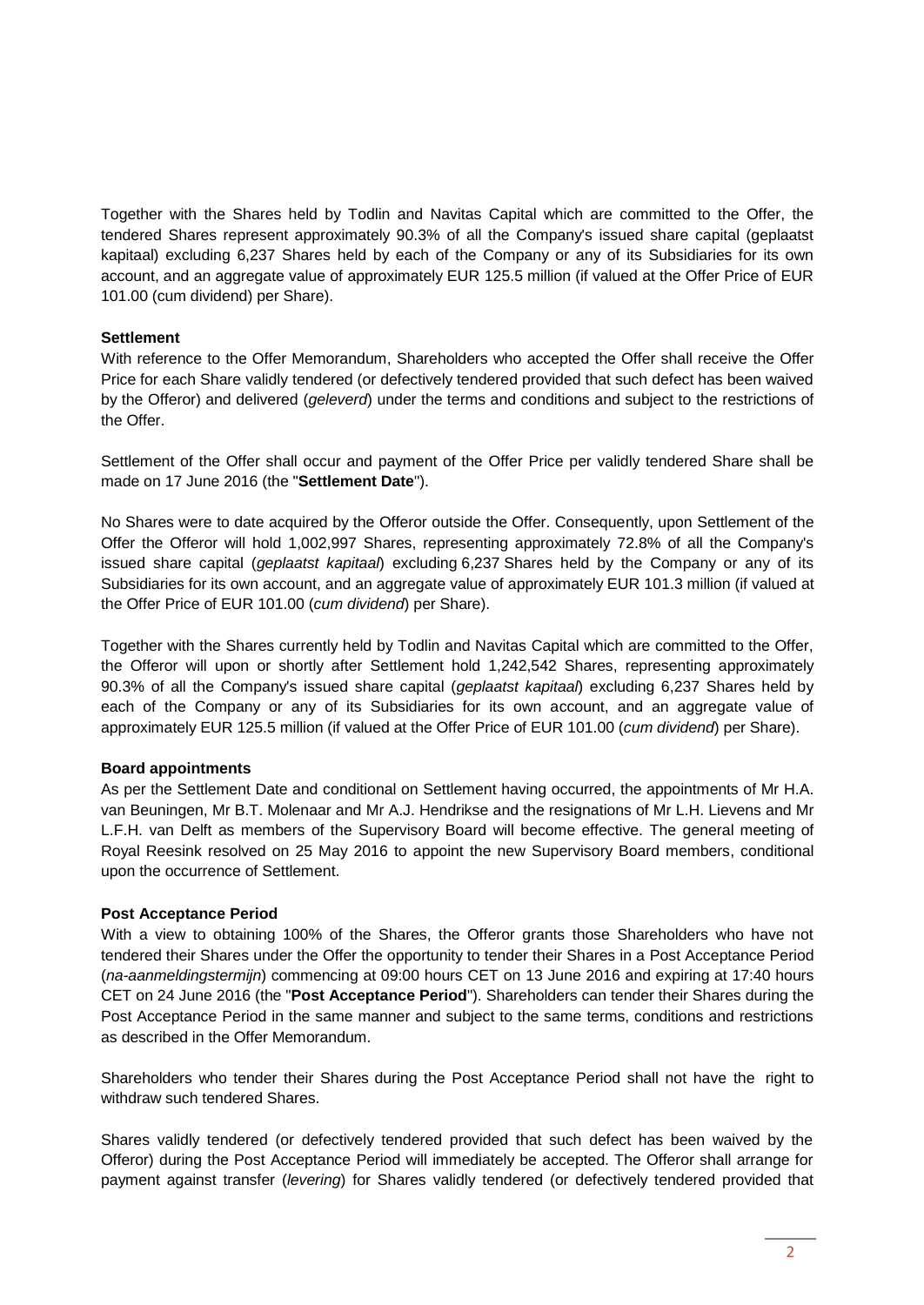Together with the Shares held by Todlin and Navitas Capital which are committed to the Offer, the tendered Shares represent approximately 90.3% of all the Company's issued share capital (geplaatst kapitaal) excluding 6,237 Shares held by each of the Company or any of its Subsidiaries for its own account, and an aggregate value of approximately EUR 125.5 million (if valued at the Offer Price of EUR 101.00 (cum dividend) per Share).

**Settlement**

With reference to the Offer Memorandum, Shareholders who accepted the Offer shall receive the Offer Price for each Share validly tendered (or defectively tendered provided that such defect has been waived by the Offeror) and delivered (*geleverd*) under the terms and conditions and subject to the restrictions of the Offer.

Settlement of the Offer shall occur and payment of the Offer Price per validly tendered Share shall be made on 17 June 2016 (the "**Settlement Date**").

No Shares were to date acquired by the Offeror outside the Offer. Consequently, upon Settlement of the Offer the Offeror will hold 1,002,997 Shares, representing approximately 72.8% of all the Company's issued share capital (*geplaatst kapitaal*) excluding 6,237 Shares held by the Company or any of its Subsidiaries for its own account, and an aggregate value of approximately EUR 101.3 million (if valued at the Offer Price of EUR 101.00 (*cum dividend*) per Share).

Together with the Shares currently held by Todlin and Navitas Capital which are committed to the Offer, the Offeror will upon or shortly after Settlement hold 1,242,542 Shares, representing approximately 90.3% of all the Company's issued share capital (*geplaatst kapitaal*) excluding 6,237 Shares held by each of the Company or any of its Subsidiaries for its own account, and an aggregate value of approximately EUR 125.5 million (if valued at the Offer Price of EUR 101.00 (*cum dividend*) per Share).

**Board appointments**

As per the Settlement Date and conditional on Settlement having occurred, the appointments of Mr H.A. van Beuningen, Mr B.T. Molenaar and Mr A.J. Hendrikse and the resignations of Mr L.H. Lievens and Mr L.F.H. van Delft as members of the Supervisory Board will become effective. The general meeting of Royal Reesink resolved on 25 May 2016 to appoint the new Supervisory Board members, conditional upon the occurrence of Settlement.

**Post Acceptance Period**

With a view to obtaining 100% of the Shares, the Offeror grants those Shareholders who have not tendered their Shares under the Offer the opportunity to tender their Shares in a Post Acceptance Period (*na-aanmeldingstermijn*) commencing at 09:00 hours CET on 13 June 2016 and expiring at 17:40 hours CET on 24 June 2016 (the "**Post Acceptance Period**"). Shareholders can tender their Shares during the Post Acceptance Period in the same manner and subject to the same terms, conditions and restrictions as described in the Offer Memorandum.

Shareholders who tender their Shares during the Post Acceptance Period shall not have the right to withdraw such tendered Shares.

Shares validly tendered (or defectively tendered provided that such defect has been waived by the Offeror) during the Post Acceptance Period will immediately be accepted. The Offeror shall arrange for payment against transfer (*levering*) for Shares validly tendered (or defectively tendered provided that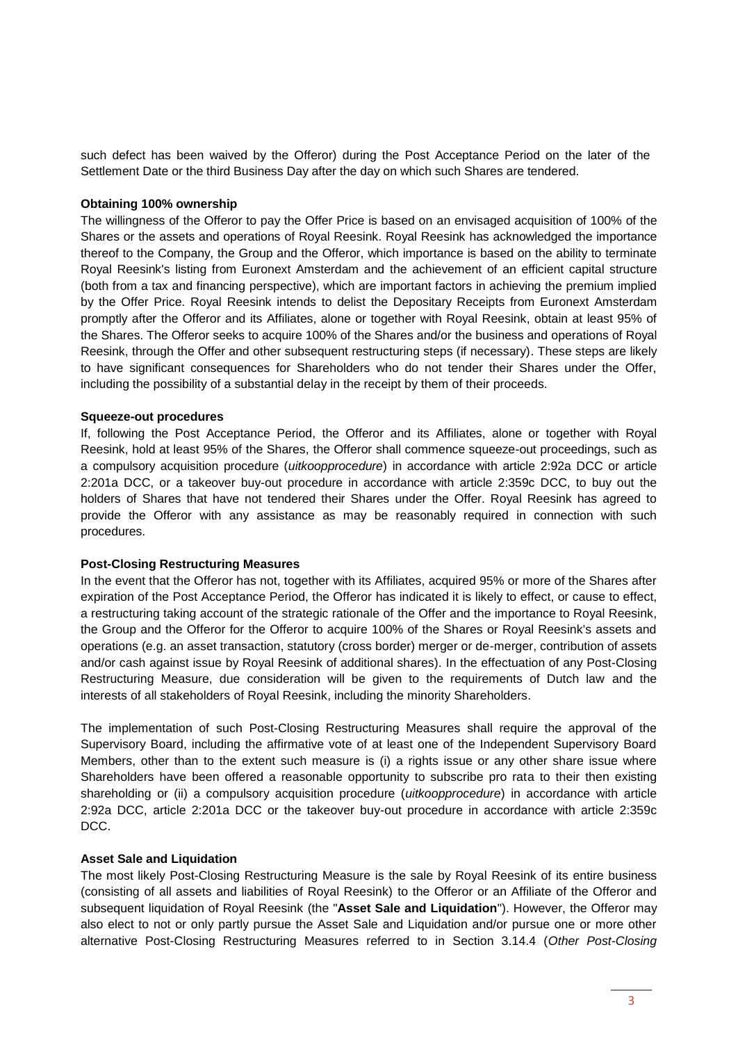such defect has been waived by the Offeror) during the Post Acceptance Period on the later of the Settlement Date or the third Business Day after the day on which such Shares are tendered.

**Obtaining 100% ownership**

The willingness of the Offeror to pay the Offer Price is based on an envisaged acquisition of 100% of the Shares or the assets and operations of Royal Reesink. Royal Reesink has acknowledged the importance thereof to the Company, the Group and the Offeror, which importance is based on the ability to terminate Royal Reesink's listing from Euronext Amsterdam and the achievement of an efficient capital structure (both from a tax and financing perspective), which are important factors in achieving the premium implied by the Offer Price. Royal Reesink intends to delist the Depositary Receipts from Euronext Amsterdam promptly after the Offeror and its Affiliates, alone or together with Royal Reesink, obtain at least 95% of the Shares. The Offeror seeks to acquire 100% of the Shares and/or the business and operations of Royal Reesink, through the Offer and other subsequent restructuring steps (if necessary). These steps are likely to have significant consequences for Shareholders who do not tender their Shares under the Offer, including the possibility of a substantial delay in the receipt by them of their proceeds.

**Squeeze-out procedures**

If, following the Post Acceptance Period, the Offeror and its Affiliates, alone or together with Royal Reesink, hold at least 95% of the Shares, the Offeror shall commence squeeze-out proceedings, such as a compulsory acquisition procedure (*uitkoopprocedure*) in accordance with article 2:92a DCC or article 2:201a DCC, or a takeover buy-out procedure in accordance with article 2:359c DCC, to buy out the holders of Shares that have not tendered their Shares under the Offer. Royal Reesink has agreed to provide the Offeror with any assistance as may be reasonably required in connection with such procedures.

**Post-Closing Restructuring Measures**

In the event that the Offeror has not, together with its Affiliates, acquired 95% or more of the Shares after expiration of the Post Acceptance Period, the Offeror has indicated it is likely to effect, or cause to effect, a restructuring taking account of the strategic rationale of the Offer and the importance to Royal Reesink, the Group and the Offeror for the Offeror to acquire 100% of the Shares or Royal Reesink's assets and operations (e.g. an asset transaction, statutory (cross border) merger or de-merger, contribution of assets and/or cash against issue by Royal Reesink of additional shares). In the effectuation of any Post-Closing Restructuring Measure, due consideration will be given to the requirements of Dutch law and the interests of all stakeholders of Royal Reesink, including the minority Shareholders.

The implementation of such Post-Closing Restructuring Measures shall require the approval of the Supervisory Board, including the affirmative vote of at least one of the Independent Supervisory Board Members, other than to the extent such measure is (i) a rights issue or any other share issue where Shareholders have been offered a reasonable opportunity to subscribe pro rata to their then existing shareholding or (ii) a compulsory acquisition procedure (*uitkoopprocedure*) in accordance with article 2:92a DCC, article 2:201a DCC or the takeover buy-out procedure in accordance with article 2:359c DCC.

**Asset Sale and Liquidation**

The most likely Post-Closing Restructuring Measure is the sale by Royal Reesink of its entire business (consisting of all assets and liabilities of Royal Reesink) to the Offeror or an Affiliate of the Offeror and subsequent liquidation of Royal Reesink (the "**Asset Sale and Liquidation**"). However, the Offeror may also elect to not or only partly pursue the Asset Sale and Liquidation and/or pursue one or more other alternative Post-Closing Restructuring Measures referred to in Section 3.14.4 (*Other Post-Closing*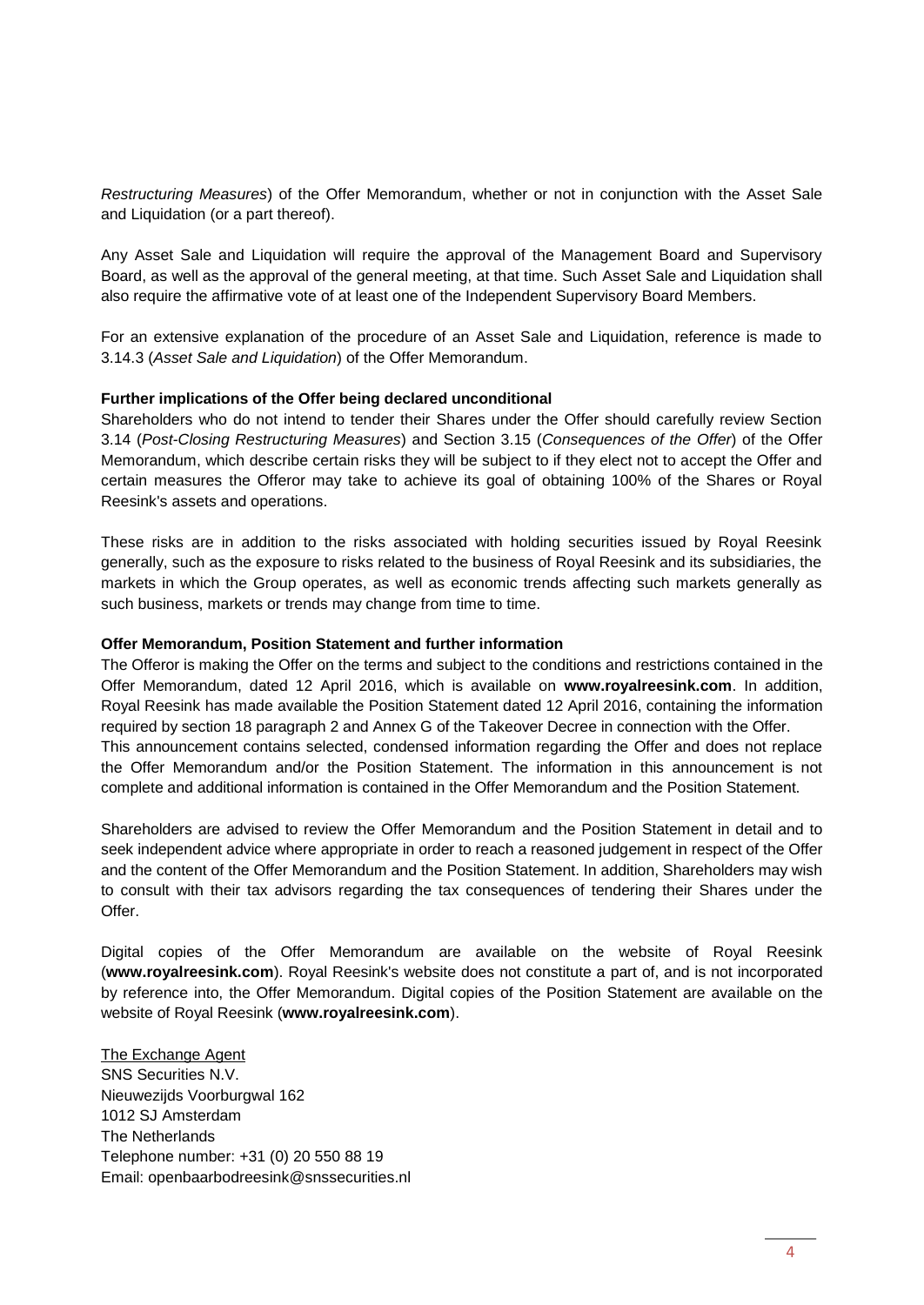*Restructuring Measures*) of the Offer Memorandum, whether or not in conjunction with the Asset Sale and Liquidation (or a part thereof).

Any Asset Sale and Liquidation will require the approval of the Management Board and Supervisory Board, as well as the approval of the general meeting, at that time. Such Asset Sale and Liquidation shall also require the affirmative vote of at least one of the Independent Supervisory Board Members.

For an extensive explanation of the procedure of an Asset Sale and Liquidation, reference is made to 3.14.3 (*Asset Sale and Liquidation*) of the Offer Memorandum.

**Further implications of the Offer being declared unconditional**

Shareholders who do not intend to tender their Shares under the Offer should carefully review Section 3.14 (*Post-Closing Restructuring Measures*) and Section 3.15 (*Consequences of the Offer*) of the Offer Memorandum, which describe certain risks they will be subject to if they elect not to accept the Offer and certain measures the Offeror may take to achieve its goal of obtaining 100% of the Shares or Royal Reesink's assets and operations.

These risks are in addition to the risks associated with holding securities issued by Royal Reesink generally, such as the exposure to risks related to the business of Royal Reesink and its subsidiaries, the markets in which the Group operates, as well as economic trends affecting such markets generally as such business, markets or trends may change from time to time.

**Offer Memorandum, Position Statement and further information**

The Offeror is making the Offer on the terms and subject to the conditions and restrictions contained in the Offer Memorandum, dated 12 April 2016, which is available on **www.royalreesink.com**. In addition, Royal Reesink has made available the Position Statement dated 12 April 2016, containing the information required by section 18 paragraph 2 and Annex G of the Takeover Decree in connection with the Offer.
This announcement contains selected, condensed information regarding the Offer and does not replace the Offer Memorandum and/or the Position Statement. The information in this announcement is not complete and additional information is contained in the Offer Memorandum and the Position Statement.

Shareholders are advised to review the Offer Memorandum and the Position Statement in detail and to seek independent advice where appropriate in order to reach a reasoned judgement in respect of the Offer and the content of the Offer Memorandum and the Position Statement. In addition, Shareholders may wish to consult with their tax advisors regarding the tax consequences of tendering their Shares under the Offer.

Digital copies of the Offer Memorandum are available on the website of Royal Reesink (**www.royalreesink.com**). Royal Reesink's website does not constitute a part of, and is not incorporated by reference into, the Offer Memorandum. Digital copies of the Position Statement are available on the website of Royal Reesink (**www.royalreesink.com**).

The Exchange Agent
SNS Securities N.V.
Nieuwezijds Voorburgwal 162
1012 SJ Amsterdam
The Netherlands
Telephone number: +31 (0) 20 550 88 19
Email: openbaarbodreesink@snssecurities.nl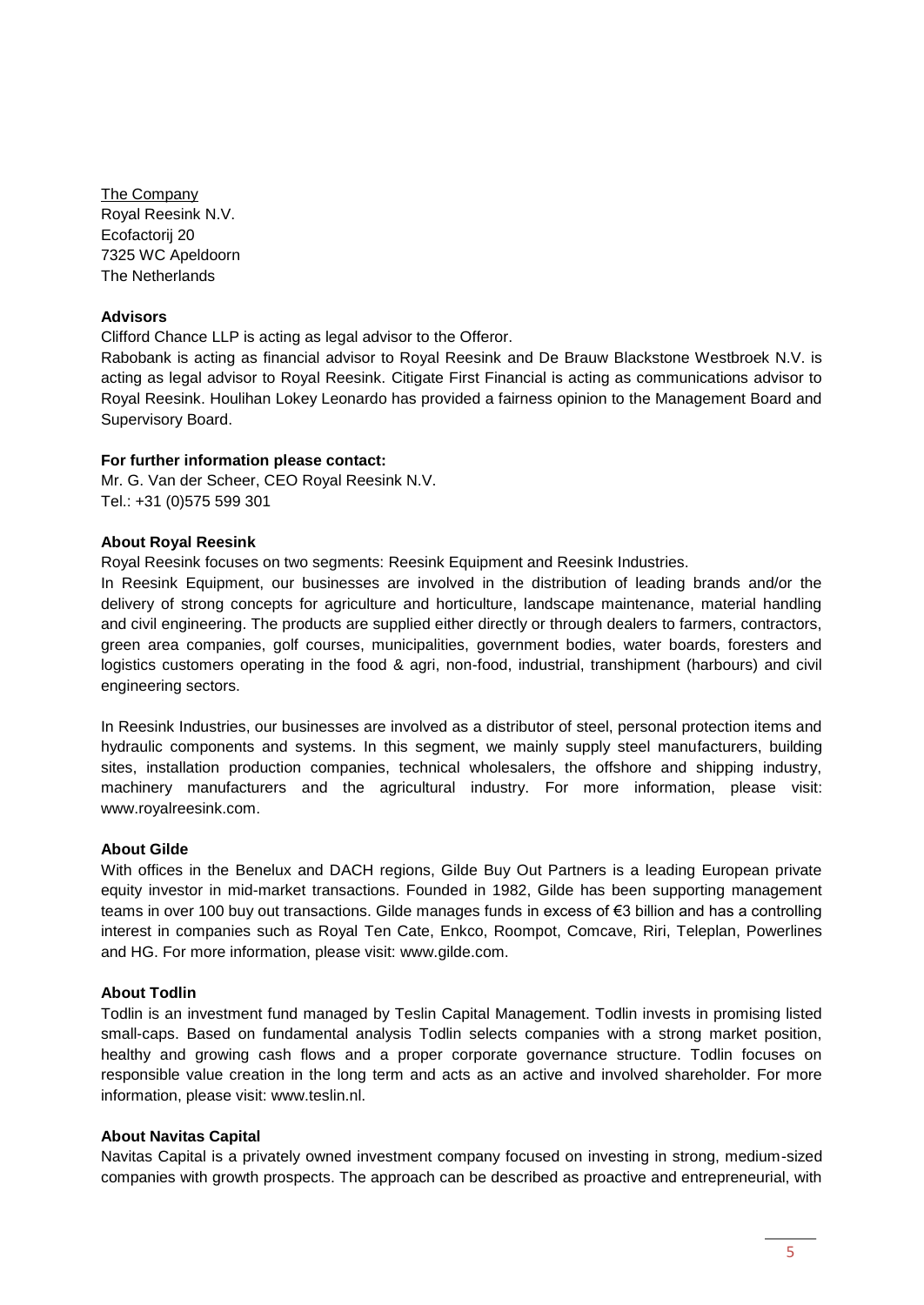The Company
Royal Reesink N.V.
Ecofactorij 20
7325 WC Apeldoorn
The Netherlands

**Advisors**

Clifford Chance LLP is acting as legal advisor to the Offeror.
Rabobank is acting as financial advisor to Royal Reesink and De Brauw Blackstone Westbroek N.V. is acting as legal advisor to Royal Reesink. Citigate First Financial is acting as communications advisor to Royal Reesink. Houlihan Lokey Leonardo has provided a fairness opinion to the Management Board and Supervisory Board.

**For further information please contact:**

Mr. G. Van der Scheer, CEO Royal Reesink N.V.
Tel.: +31 (0)575 599 301

**About Royal Reesink**

Royal Reesink focuses on two segments: Reesink Equipment and Reesink Industries.
In Reesink Equipment, our businesses are involved in the distribution of leading brands and/or the delivery of strong concepts for agriculture and horticulture, landscape maintenance, material handling and civil engineering. The products are supplied either directly or through dealers to farmers, contractors, green area companies, golf courses, municipalities, government bodies, water boards, foresters and logistics customers operating in the food & agri, non-food, industrial, transhipment (harbours) and civil engineering sectors.

In Reesink Industries, our businesses are involved as a distributor of steel, personal protection items and hydraulic components and systems. In this segment, we mainly supply steel manufacturers, building sites, installation production companies, technical wholesalers, the offshore and shipping industry, machinery manufacturers and the agricultural industry. For more information, please visit: www.royalreesink.com.

**About Gilde**

With offices in the Benelux and DACH regions, Gilde Buy Out Partners is a leading European private equity investor in mid-market transactions. Founded in 1982, Gilde has been supporting management teams in over 100 buy out transactions. Gilde manages funds in excess of €3 billion and has a controlling interest in companies such as Royal Ten Cate, Enkco, Roompot, Comcave, Riri, Teleplan, Powerlines and HG. For more information, please visit: www.gilde.com.

**About Todlin**

Todlin is an investment fund managed by Teslin Capital Management. Todlin invests in promising listed small-caps. Based on fundamental analysis Todlin selects companies with a strong market position, healthy and growing cash flows and a proper corporate governance structure. Todlin focuses on responsible value creation in the long term and acts as an active and involved shareholder. For more information, please visit: www.teslin.nl.

**About Navitas Capital**

Navitas Capital is a privately owned investment company focused on investing in strong, medium-sized companies with growth prospects. The approach can be described as proactive and entrepreneurial, with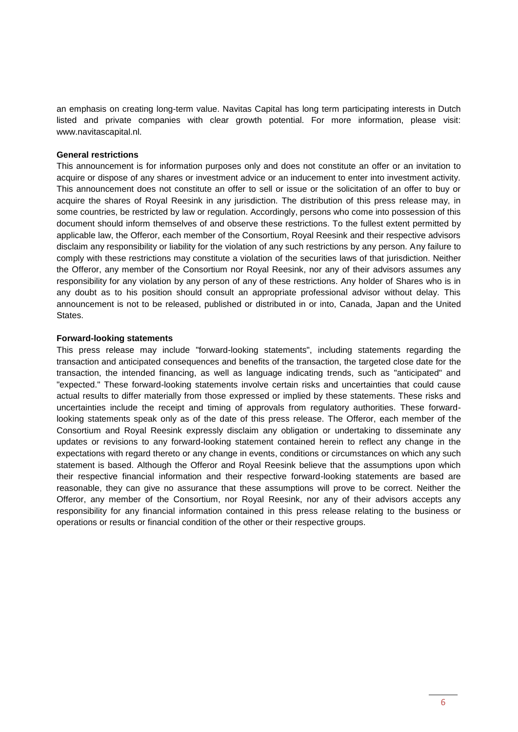an emphasis on creating long-term value. Navitas Capital has long term participating interests in Dutch listed and private companies with clear growth potential. For more information, please visit: www.navitascapital.nl.

**General restrictions**

This announcement is for information purposes only and does not constitute an offer or an invitation to acquire or dispose of any shares or investment advice or an inducement to enter into investment activity. This announcement does not constitute an offer to sell or issue or the solicitation of an offer to buy or acquire the shares of Royal Reesink in any jurisdiction. The distribution of this press release may, in some countries, be restricted by law or regulation. Accordingly, persons who come into possession of this document should inform themselves of and observe these restrictions. To the fullest extent permitted by applicable law, the Offeror, each member of the Consortium, Royal Reesink and their respective advisors disclaim any responsibility or liability for the violation of any such restrictions by any person. Any failure to comply with these restrictions may constitute a violation of the securities laws of that jurisdiction. Neither the Offeror, any member of the Consortium nor Royal Reesink, nor any of their advisors assumes any responsibility for any violation by any person of any of these restrictions. Any holder of Shares who is in any doubt as to his position should consult an appropriate professional advisor without delay. This announcement is not to be released, published or distributed in or into, Canada, Japan and the United States.

**Forward-looking statements**

This press release may include "forward-looking statements", including statements regarding the transaction and anticipated consequences and benefits of the transaction, the targeted close date for the transaction, the intended financing, as well as language indicating trends, such as "anticipated" and "expected." These forward-looking statements involve certain risks and uncertainties that could cause actual results to differ materially from those expressed or implied by these statements. These risks and uncertainties include the receipt and timing of approvals from regulatory authorities. These forward-looking statements speak only as of the date of this press release. The Offeror, each member of the Consortium and Royal Reesink expressly disclaim any obligation or undertaking to disseminate any updates or revisions to any forward-looking statement contained herein to reflect any change in the expectations with regard thereto or any change in events, conditions or circumstances on which any such statement is based. Although the Offeror and Royal Reesink believe that the assumptions upon which their respective financial information and their respective forward-looking statements are based are reasonable, they can give no assurance that these assumptions will prove to be correct. Neither the Offeror, any member of the Consortium, nor Royal Reesink, nor any of their advisors accepts any responsibility for any financial information contained in this press release relating to the business or operations or results or financial condition of the other or their respective groups.